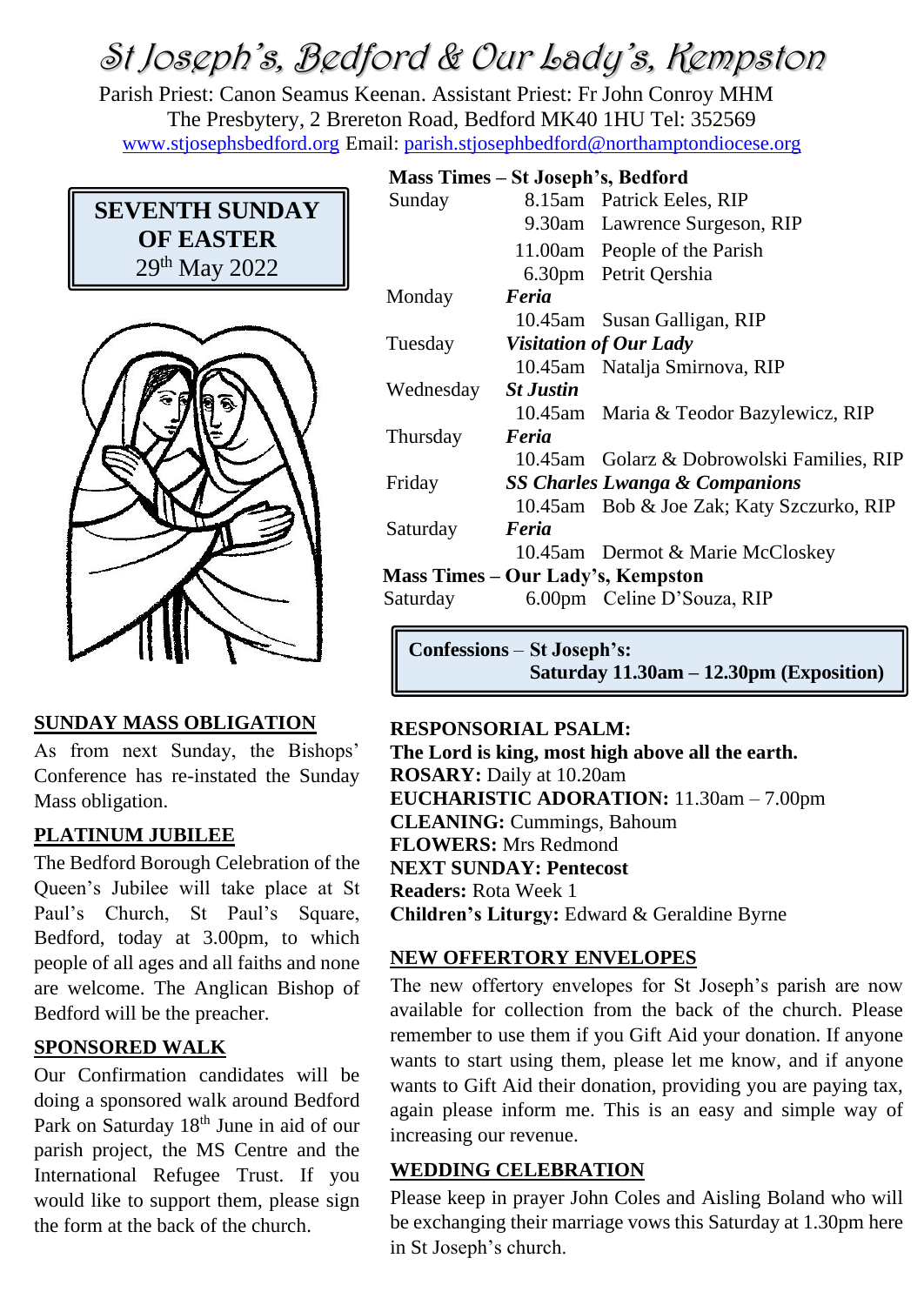# St Joseph's, Bedford & Our Lady's, Kempston

Parish Priest: Canon Seamus Keenan. Assistant Priest: Fr John Conroy MHM
The Presbytery, 2 Brereton Road, Bedford MK40 1HU Tel: 352569
www.stjosephsbedford.org Email: parish.stjosephbedford@northamptondiocese.org

**SEVENTH SUNDAY OF EASTER**
29th May 2022

## SUNDAY MASS OBLIGATION

As from next Sunday, the Bishops' Conference has re-instated the Sunday Mass obligation.

## PLATINUM JUBILEE

The Bedford Borough Celebration of the Queen's Jubilee will take place at St Paul's Church, St Paul's Square, Bedford, today at 3.00pm, to which people of all ages and all faiths and none are welcome. The Anglican Bishop of Bedford will be the preacher.

## SPONSORED WALK

Our Confirmation candidates will be doing a sponsored walk around Bedford Park on Saturday 18th June in aid of our parish project, the MS Centre and the International Refugee Trust. If you would like to support them, please sign the form at the back of the church.

**Mass Times – St Joseph's, Bedford**

| | | | |
|---|---|---|---|
| Sunday | | 8.15am | Patrick Eeles, RIP |
| | | 9.30am | Lawrence Surgeson, RIP |
| | | 11.00am | People of the Parish |
| | | 6.30pm | Petrit Qershia |
| Monday | ***Feria*** | | |
| | | 10.45am | Susan Galligan, RIP |
| Tuesday | ***Visitation of Our Lady*** | | |
| | | 10.45am | Natalja Smirnova, RIP |
| Wednesday | ***St Justin*** | | |
| | | 10.45am | Maria & Teodor Bazylewicz, RIP |
| Thursday | ***Feria*** | | |
| | | 10.45am | Golarz & Dobrowolski Families, RIP |
| Friday | ***SS Charles Lwanga & Companions*** | | |
| | | 10.45am | Bob & Joe Zak; Katy Szczurko, RIP |
| Saturday | ***Feria*** | | |
| | | 10.45am | Dermot & Marie McCloskey |

**Mass Times – Our Lady's, Kempston**

| | | |
|---|---|---|
| Saturday | 6.00pm | Celine D'Souza, RIP |

**Confessions** – **St Joseph's:**
**Saturday 11.30am – 12.30pm (Exposition)**

**RESPONSORIAL PSALM:**
**The Lord is king, most high above all the earth.**
**ROSARY:** Daily at 10.20am
**EUCHARISTIC ADORATION:** 11.30am – 7.00pm
**CLEANING:** Cummings, Bahoum
**FLOWERS:** Mrs Redmond
**NEXT SUNDAY: Pentecost**
**Readers:** Rota Week 1
**Children's Liturgy:** Edward & Geraldine Byrne

## NEW OFFERTORY ENVELOPES

The new offertory envelopes for St Joseph's parish are now available for collection from the back of the church. Please remember to use them if you Gift Aid your donation. If anyone wants to start using them, please let me know, and if anyone wants to Gift Aid their donation, providing you are paying tax, again please inform me. This is an easy and simple way of increasing our revenue.

## WEDDING CELEBRATION

Please keep in prayer John Coles and Aisling Boland who will be exchanging their marriage vows this Saturday at 1.30pm here in St Joseph's church.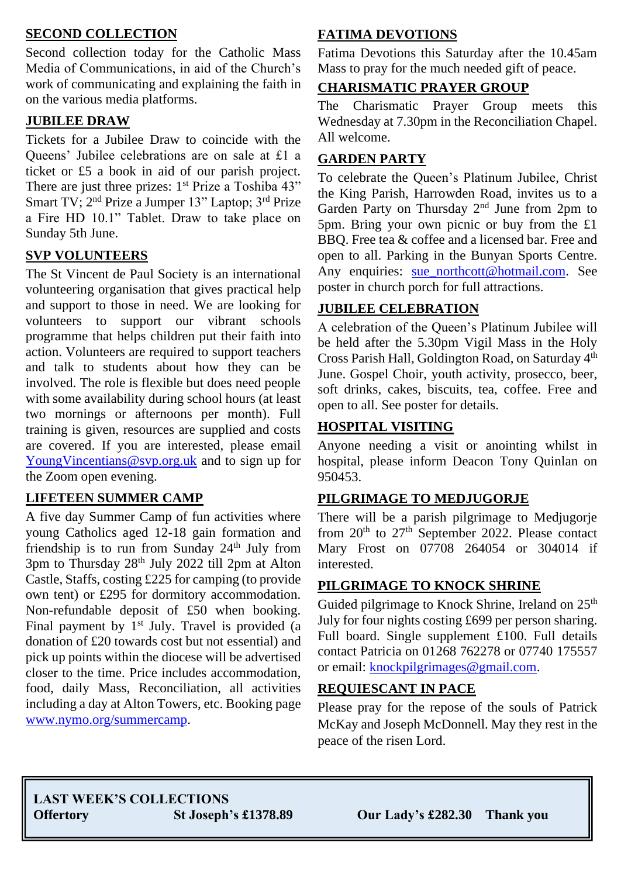## SECOND COLLECTION

Second collection today for the Catholic Mass Media of Communications, in aid of the Church's work of communicating and explaining the faith in on the various media platforms.

## JUBILEE DRAW

Tickets for a Jubilee Draw to coincide with the Queens' Jubilee celebrations are on sale at £1 a ticket or £5 a book in aid of our parish project. There are just three prizes: 1st Prize a Toshiba 43" Smart TV; 2nd Prize a Jumper 13" Laptop; 3rd Prize a Fire HD 10.1" Tablet. Draw to take place on Sunday 5th June.

## SVP VOLUNTEERS

The St Vincent de Paul Society is an international volunteering organisation that gives practical help and support to those in need. We are looking for volunteers to support our vibrant schools programme that helps children put their faith into action. Volunteers are required to support teachers and talk to students about how they can be involved. The role is flexible but does need people with some availability during school hours (at least two mornings or afternoons per month). Full training is given, resources are supplied and costs are covered. If you are interested, please email YoungVincentians@svp.org.uk and to sign up for the Zoom open evening.

## LIFETEEN SUMMER CAMP

A five day Summer Camp of fun activities where young Catholics aged 12-18 gain formation and friendship is to run from Sunday 24th July from 3pm to Thursday 28th July 2022 till 2pm at Alton Castle, Staffs, costing £225 for camping (to provide own tent) or £295 for dormitory accommodation. Non-refundable deposit of £50 when booking. Final payment by 1st July. Travel is provided (a donation of £20 towards cost but not essential) and pick up points within the diocese will be advertised closer to the time. Price includes accommodation, food, daily Mass, Reconciliation, all activities including a day at Alton Towers, etc. Booking page www.nymo.org/summercamp.

## FATIMA DEVOTIONS

Fatima Devotions this Saturday after the 10.45am Mass to pray for the much needed gift of peace.

## CHARISMATIC PRAYER GROUP

The Charismatic Prayer Group meets this Wednesday at 7.30pm in the Reconciliation Chapel. All welcome.

## GARDEN PARTY

To celebrate the Queen's Platinum Jubilee, Christ the King Parish, Harrowden Road, invites us to a Garden Party on Thursday 2nd June from 2pm to 5pm. Bring your own picnic or buy from the £1 BBQ. Free tea & coffee and a licensed bar. Free and open to all. Parking in the Bunyan Sports Centre. Any enquiries: sue_northcott@hotmail.com. See poster in church porch for full attractions.

## JUBILEE CELEBRATION

A celebration of the Queen's Platinum Jubilee will be held after the 5.30pm Vigil Mass in the Holy Cross Parish Hall, Goldington Road, on Saturday 4th June. Gospel Choir, youth activity, prosecco, beer, soft drinks, cakes, biscuits, tea, coffee. Free and open to all. See poster for details.

## HOSPITAL VISITING

Anyone needing a visit or anointing whilst in hospital, please inform Deacon Tony Quinlan on 950453.

## PILGRIMAGE TO MEDJUGORJE

There will be a parish pilgrimage to Medjugorje from 20th to 27th September 2022. Please contact Mary Frost on 07708 264054 or 304014 if interested.

## PILGRIMAGE TO KNOCK SHRINE

Guided pilgrimage to Knock Shrine, Ireland on 25th July for four nights costing £699 per person sharing. Full board. Single supplement £100. Full details contact Patricia on 01268 762278 or 07740 175557 or email: knockpilgrimages@gmail.com.

## REQUIESCANT IN PACE

Please pray for the repose of the souls of Patrick McKay and Joseph McDonnell. May they rest in the peace of the risen Lord.

**LAST WEEK'S COLLECTIONS**

**Offertory St Joseph's £1378.89 Our Lady's £282.30 Thank you**